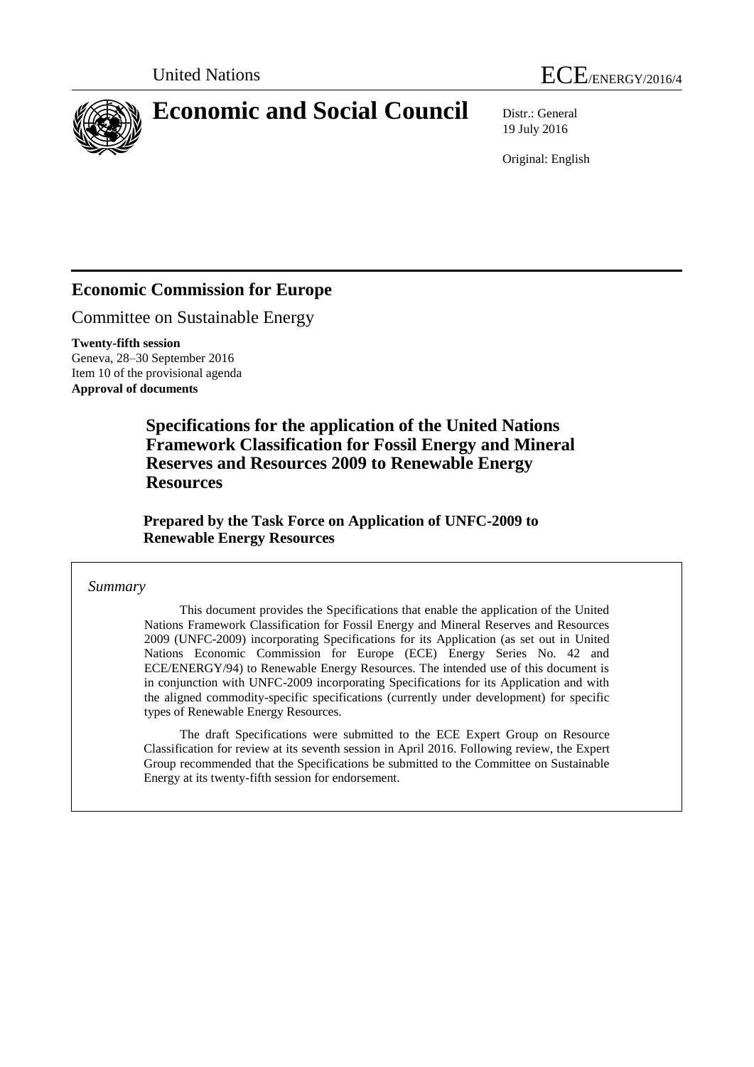United Nations ECE/ENERGY/2016/4

# Economic and Social Council

Distr.: General
19 July 2016

Original: English

## Economic Commission for Europe

Committee on Sustainable Energy

**Twenty-fifth session**
Geneva, 28–30 September 2016
Item 10 of the provisional agenda
**Approval of documents**

# Specifications for the application of the United Nations Framework Classification for Fossil Energy and Mineral Reserves and Resources 2009 to Renewable Energy Resources

**Prepared by the Task Force on Application of UNFC-2009 to Renewable Energy Resources**

*Summary*

This document provides the Specifications that enable the application of the United Nations Framework Classification for Fossil Energy and Mineral Reserves and Resources 2009 (UNFC-2009) incorporating Specifications for its Application (as set out in United Nations Economic Commission for Europe (ECE) Energy Series No. 42 and ECE/ENERGY/94) to Renewable Energy Resources. The intended use of this document is in conjunction with UNFC-2009 incorporating Specifications for its Application and with the aligned commodity-specific specifications (currently under development) for specific types of Renewable Energy Resources.

The draft Specifications were submitted to the ECE Expert Group on Resource Classification for review at its seventh session in April 2016. Following review, the Expert Group recommended that the Specifications be submitted to the Committee on Sustainable Energy at its twenty-fifth session for endorsement.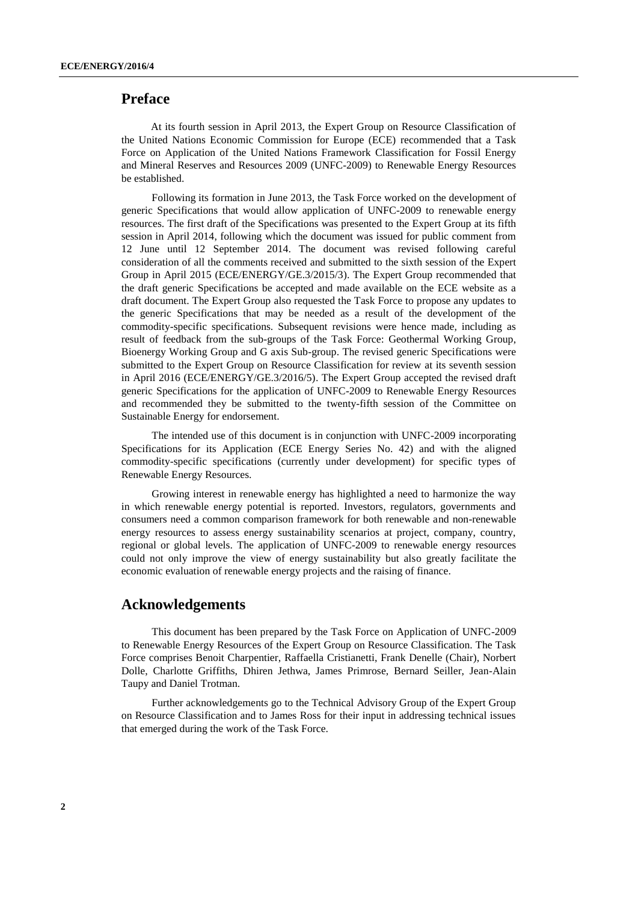## Preface

At its fourth session in April 2013, the Expert Group on Resource Classification of the United Nations Economic Commission for Europe (ECE) recommended that a Task Force on Application of the United Nations Framework Classification for Fossil Energy and Mineral Reserves and Resources 2009 (UNFC-2009) to Renewable Energy Resources be established.

Following its formation in June 2013, the Task Force worked on the development of generic Specifications that would allow application of UNFC-2009 to renewable energy resources. The first draft of the Specifications was presented to the Expert Group at its fifth session in April 2014, following which the document was issued for public comment from 12 June until 12 September 2014. The document was revised following careful consideration of all the comments received and submitted to the sixth session of the Expert Group in April 2015 (ECE/ENERGY/GE.3/2015/3). The Expert Group recommended that the draft generic Specifications be accepted and made available on the ECE website as a draft document. The Expert Group also requested the Task Force to propose any updates to the generic Specifications that may be needed as a result of the development of the commodity-specific specifications. Subsequent revisions were hence made, including as result of feedback from the sub-groups of the Task Force: Geothermal Working Group, Bioenergy Working Group and G axis Sub-group. The revised generic Specifications were submitted to the Expert Group on Resource Classification for review at its seventh session in April 2016 (ECE/ENERGY/GE.3/2016/5). The Expert Group accepted the revised draft generic Specifications for the application of UNFC-2009 to Renewable Energy Resources and recommended they be submitted to the twenty-fifth session of the Committee on Sustainable Energy for endorsement.

The intended use of this document is in conjunction with UNFC-2009 incorporating Specifications for its Application (ECE Energy Series No. 42) and with the aligned commodity-specific specifications (currently under development) for specific types of Renewable Energy Resources.

Growing interest in renewable energy has highlighted a need to harmonize the way in which renewable energy potential is reported. Investors, regulators, governments and consumers need a common comparison framework for both renewable and non-renewable energy resources to assess energy sustainability scenarios at project, company, country, regional or global levels. The application of UNFC-2009 to renewable energy resources could not only improve the view of energy sustainability but also greatly facilitate the economic evaluation of renewable energy projects and the raising of finance.

## Acknowledgements

This document has been prepared by the Task Force on Application of UNFC-2009 to Renewable Energy Resources of the Expert Group on Resource Classification. The Task Force comprises Benoit Charpentier, Raffaella Cristianetti, Frank Denelle (Chair), Norbert Dolle, Charlotte Griffiths, Dhiren Jethwa, James Primrose, Bernard Seiller, Jean-Alain Taupy and Daniel Trotman.

Further acknowledgements go to the Technical Advisory Group of the Expert Group on Resource Classification and to James Ross for their input in addressing technical issues that emerged during the work of the Task Force.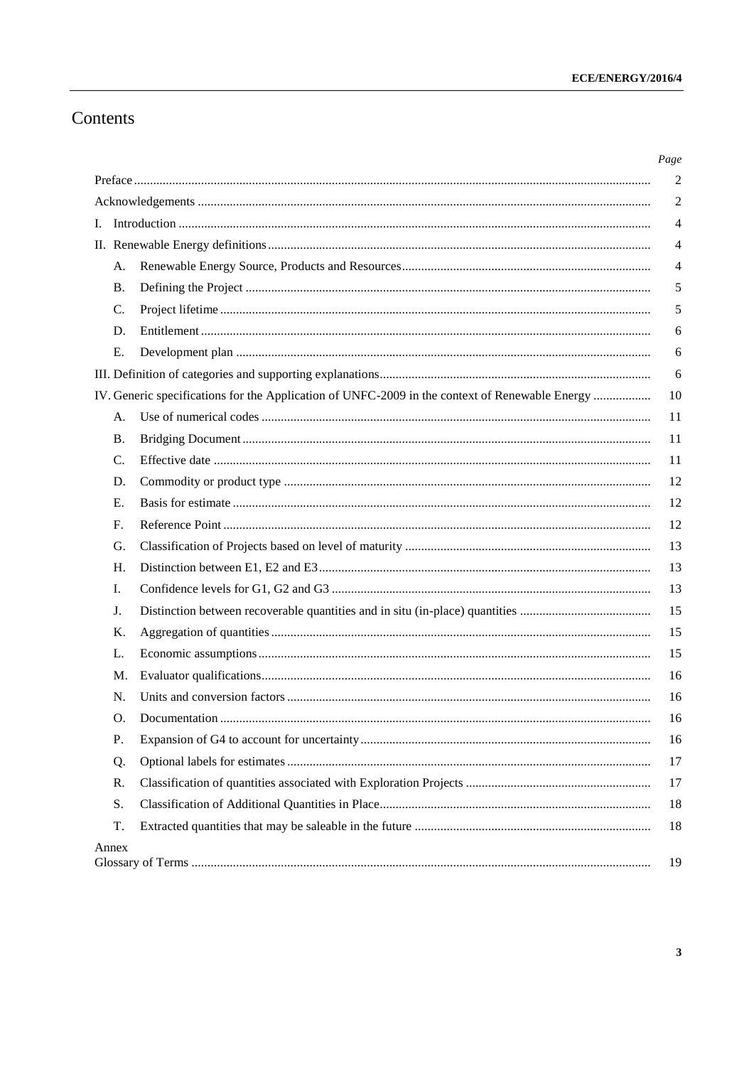# Contents

| | | Page |
|---|---|---|
| Preface | | 2 |
| Acknowledgements | | 2 |
| I. | Introduction | 4 |
| II. | Renewable Energy definitions | 4 |
| | A. Renewable Energy Source, Products and Resources | 4 |
| | B. Defining the Project | 5 |
| | C. Project lifetime | 5 |
| | D. Entitlement | 6 |
| | E. Development plan | 6 |
| III. | Definition of categories and supporting explanations | 6 |
| IV. | Generic specifications for the Application of UNFC-2009 in the context of Renewable Energy | 10 |
| | A. Use of numerical codes | 11 |
| | B. Bridging Document | 11 |
| | C. Effective date | 11 |
| | D. Commodity or product type | 12 |
| | E. Basis for estimate | 12 |
| | F. Reference Point | 12 |
| | G. Classification of Projects based on level of maturity | 13 |
| | H. Distinction between E1, E2 and E3 | 13 |
| | I. Confidence levels for G1, G2 and G3 | 13 |
| | J. Distinction between recoverable quantities and in situ (in-place) quantities | 15 |
| | K. Aggregation of quantities | 15 |
| | L. Economic assumptions | 15 |
| | M. Evaluator qualifications | 16 |
| | N. Units and conversion factors | 16 |
| | O. Documentation | 16 |
| | P. Expansion of G4 to account for uncertainty | 16 |
| | Q. Optional labels for estimates | 17 |
| | R. Classification of quantities associated with Exploration Projects | 17 |
| | S. Classification of Additional Quantities in Place | 18 |
| | T. Extracted quantities that may be saleable in the future | 18 |
| Annex | Glossary of Terms | 19 |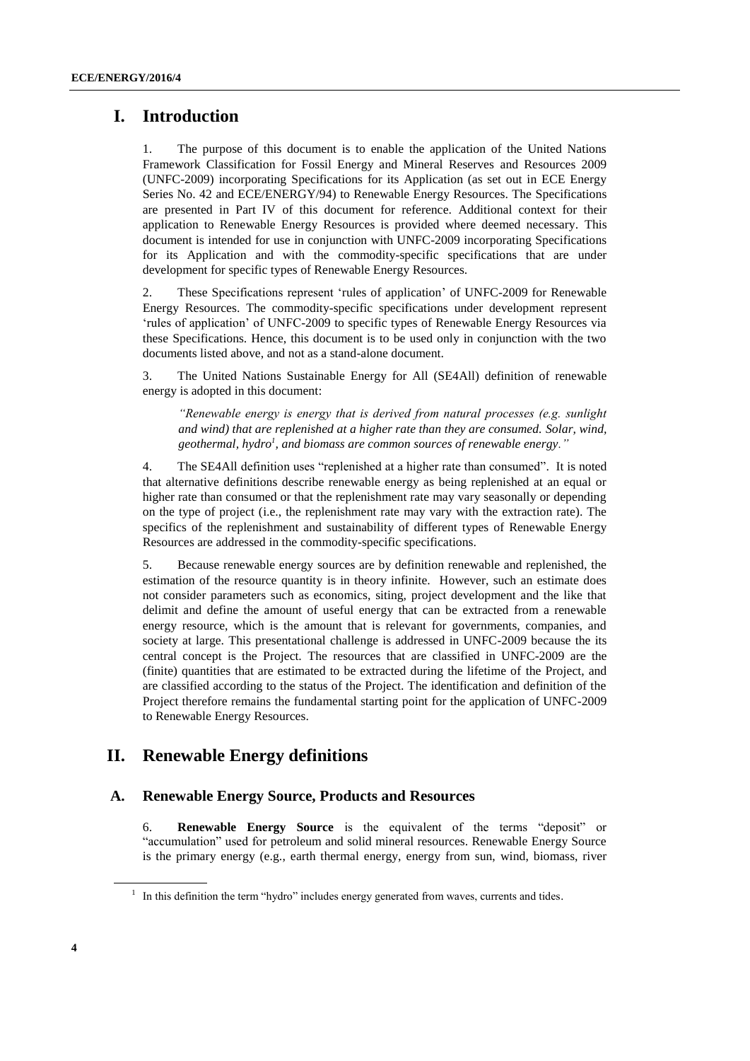# I. Introduction

1. The purpose of this document is to enable the application of the United Nations Framework Classification for Fossil Energy and Mineral Reserves and Resources 2009 (UNFC-2009) incorporating Specifications for its Application (as set out in ECE Energy Series No. 42 and ECE/ENERGY/94) to Renewable Energy Resources. The Specifications are presented in Part IV of this document for reference. Additional context for their application to Renewable Energy Resources is provided where deemed necessary. This document is intended for use in conjunction with UNFC-2009 incorporating Specifications for its Application and with the commodity-specific specifications that are under development for specific types of Renewable Energy Resources.

2. These Specifications represent 'rules of application' of UNFC-2009 for Renewable Energy Resources. The commodity-specific specifications under development represent 'rules of application' of UNFC-2009 to specific types of Renewable Energy Resources via these Specifications. Hence, this document is to be used only in conjunction with the two documents listed above, and not as a stand-alone document.

3. The United Nations Sustainable Energy for All (SE4All) definition of renewable energy is adopted in this document:

> *"Renewable energy is energy that is derived from natural processes (e.g. sunlight and wind) that are replenished at a higher rate than they are consumed. Solar, wind, geothermal, hydro[1], and biomass are common sources of renewable energy."*

4. The SE4All definition uses "replenished at a higher rate than consumed". It is noted that alternative definitions describe renewable energy as being replenished at an equal or higher rate than consumed or that the replenishment rate may vary seasonally or depending on the type of project (i.e., the replenishment rate may vary with the extraction rate). The specifics of the replenishment and sustainability of different types of Renewable Energy Resources are addressed in the commodity-specific specifications.

5. Because renewable energy sources are by definition renewable and replenished, the estimation of the resource quantity is in theory infinite. However, such an estimate does not consider parameters such as economics, siting, project development and the like that delimit and define the amount of useful energy that can be extracted from a renewable energy resource, which is the amount that is relevant for governments, companies, and society at large. This presentational challenge is addressed in UNFC-2009 because the its central concept is the Project. The resources that are classified in UNFC-2009 are the (finite) quantities that are estimated to be extracted during the lifetime of the Project, and are classified according to the status of the Project. The identification and definition of the Project therefore remains the fundamental starting point for the application of UNFC-2009 to Renewable Energy Resources.

# II. Renewable Energy definitions

## A. Renewable Energy Source, Products and Resources

6. **Renewable Energy Source** is the equivalent of the terms "deposit" or "accumulation" used for petroleum and solid mineral resources. Renewable Energy Source is the primary energy (e.g., earth thermal energy, energy from sun, wind, biomass, river

[1] In this definition the term "hydro" includes energy generated from waves, currents and tides.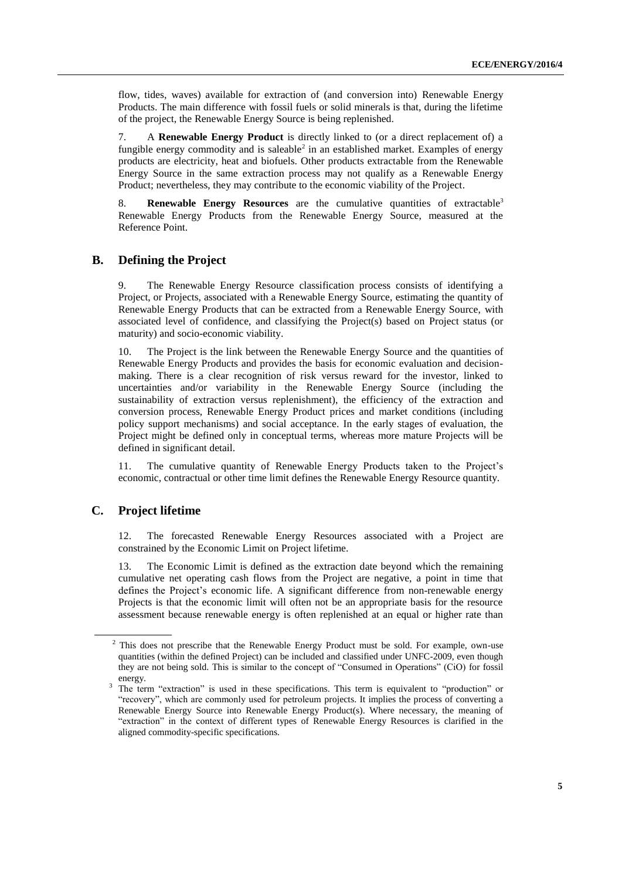flow, tides, waves) available for extraction of (and conversion into) Renewable Energy Products. The main difference with fossil fuels or solid minerals is that, during the lifetime of the project, the Renewable Energy Source is being replenished.

7. A **Renewable Energy Product** is directly linked to (or a direct replacement of) a fungible energy commodity and is saleable[2] in an established market. Examples of energy products are electricity, heat and biofuels. Other products extractable from the Renewable Energy Source in the same extraction process may not qualify as a Renewable Energy Product; nevertheless, they may contribute to the economic viability of the Project.

8. **Renewable Energy Resources** are the cumulative quantities of extractable[3] Renewable Energy Products from the Renewable Energy Source, measured at the Reference Point.

## B. Defining the Project

9. The Renewable Energy Resource classification process consists of identifying a Project, or Projects, associated with a Renewable Energy Source, estimating the quantity of Renewable Energy Products that can be extracted from a Renewable Energy Source, with associated level of confidence, and classifying the Project(s) based on Project status (or maturity) and socio-economic viability.

10. The Project is the link between the Renewable Energy Source and the quantities of Renewable Energy Products and provides the basis for economic evaluation and decision-making. There is a clear recognition of risk versus reward for the investor, linked to uncertainties and/or variability in the Renewable Energy Source (including the sustainability of extraction versus replenishment), the efficiency of the extraction and conversion process, Renewable Energy Product prices and market conditions (including policy support mechanisms) and social acceptance. In the early stages of evaluation, the Project might be defined only in conceptual terms, whereas more mature Projects will be defined in significant detail.

11. The cumulative quantity of Renewable Energy Products taken to the Project's economic, contractual or other time limit defines the Renewable Energy Resource quantity.

## C. Project lifetime

12. The forecasted Renewable Energy Resources associated with a Project are constrained by the Economic Limit on Project lifetime.

13. The Economic Limit is defined as the extraction date beyond which the remaining cumulative net operating cash flows from the Project are negative, a point in time that defines the Project's economic life. A significant difference from non-renewable energy Projects is that the economic limit will often not be an appropriate basis for the resource assessment because renewable energy is often replenished at an equal or higher rate than

---

[2] This does not prescribe that the Renewable Energy Product must be sold. For example, own-use quantities (within the defined Project) can be included and classified under UNFC-2009, even though they are not being sold. This is similar to the concept of "Consumed in Operations" (CiO) for fossil energy.

[3] The term "extraction" is used in these specifications. This term is equivalent to "production" or "recovery", which are commonly used for petroleum projects. It implies the process of converting a Renewable Energy Source into Renewable Energy Product(s). Where necessary, the meaning of "extraction" in the context of different types of Renewable Energy Resources is clarified in the aligned commodity-specific specifications.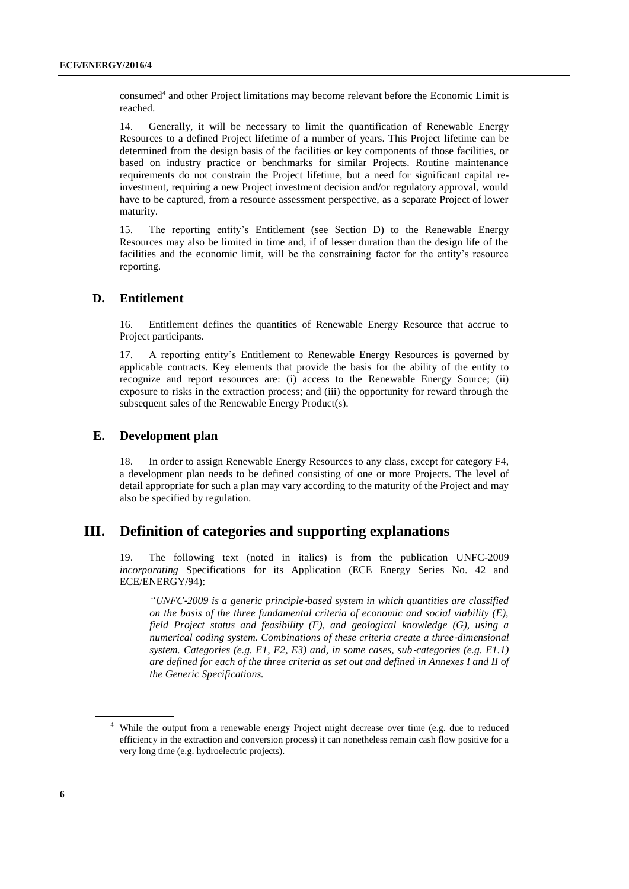consumed[4] and other Project limitations may become relevant before the Economic Limit is reached.

14. Generally, it will be necessary to limit the quantification of Renewable Energy Resources to a defined Project lifetime of a number of years. This Project lifetime can be determined from the design basis of the facilities or key components of those facilities, or based on industry practice or benchmarks for similar Projects. Routine maintenance requirements do not constrain the Project lifetime, but a need for significant capital re-investment, requiring a new Project investment decision and/or regulatory approval, would have to be captured, from a resource assessment perspective, as a separate Project of lower maturity.

15. The reporting entity's Entitlement (see Section D) to the Renewable Energy Resources may also be limited in time and, if of lesser duration than the design life of the facilities and the economic limit, will be the constraining factor for the entity's resource reporting.

## D. Entitlement

16. Entitlement defines the quantities of Renewable Energy Resource that accrue to Project participants.

17. A reporting entity's Entitlement to Renewable Energy Resources is governed by applicable contracts. Key elements that provide the basis for the ability of the entity to recognize and report resources are: (i) access to the Renewable Energy Source; (ii) exposure to risks in the extraction process; and (iii) the opportunity for reward through the subsequent sales of the Renewable Energy Product(s).

## E. Development plan

18. In order to assign Renewable Energy Resources to any class, except for category F4, a development plan needs to be defined consisting of one or more Projects. The level of detail appropriate for such a plan may vary according to the maturity of the Project and may also be specified by regulation.

# III. Definition of categories and supporting explanations

19. The following text (noted in italics) is from the publication UNFC-2009 *incorporating* Specifications for its Application (ECE Energy Series No. 42 and ECE/ENERGY/94):

> *"UNFC-2009 is a generic principle-based system in which quantities are classified on the basis of the three fundamental criteria of economic and social viability (E), field Project status and feasibility (F), and geological knowledge (G), using a numerical coding system. Combinations of these criteria create a three-dimensional system. Categories (e.g. E1, E2, E3) and, in some cases, sub-categories (e.g. E1.1) are defined for each of the three criteria as set out and defined in Annexes I and II of the Generic Specifications.*

[4] While the output from a renewable energy Project might decrease over time (e.g. due to reduced efficiency in the extraction and conversion process) it can nonetheless remain cash flow positive for a very long time (e.g. hydroelectric projects).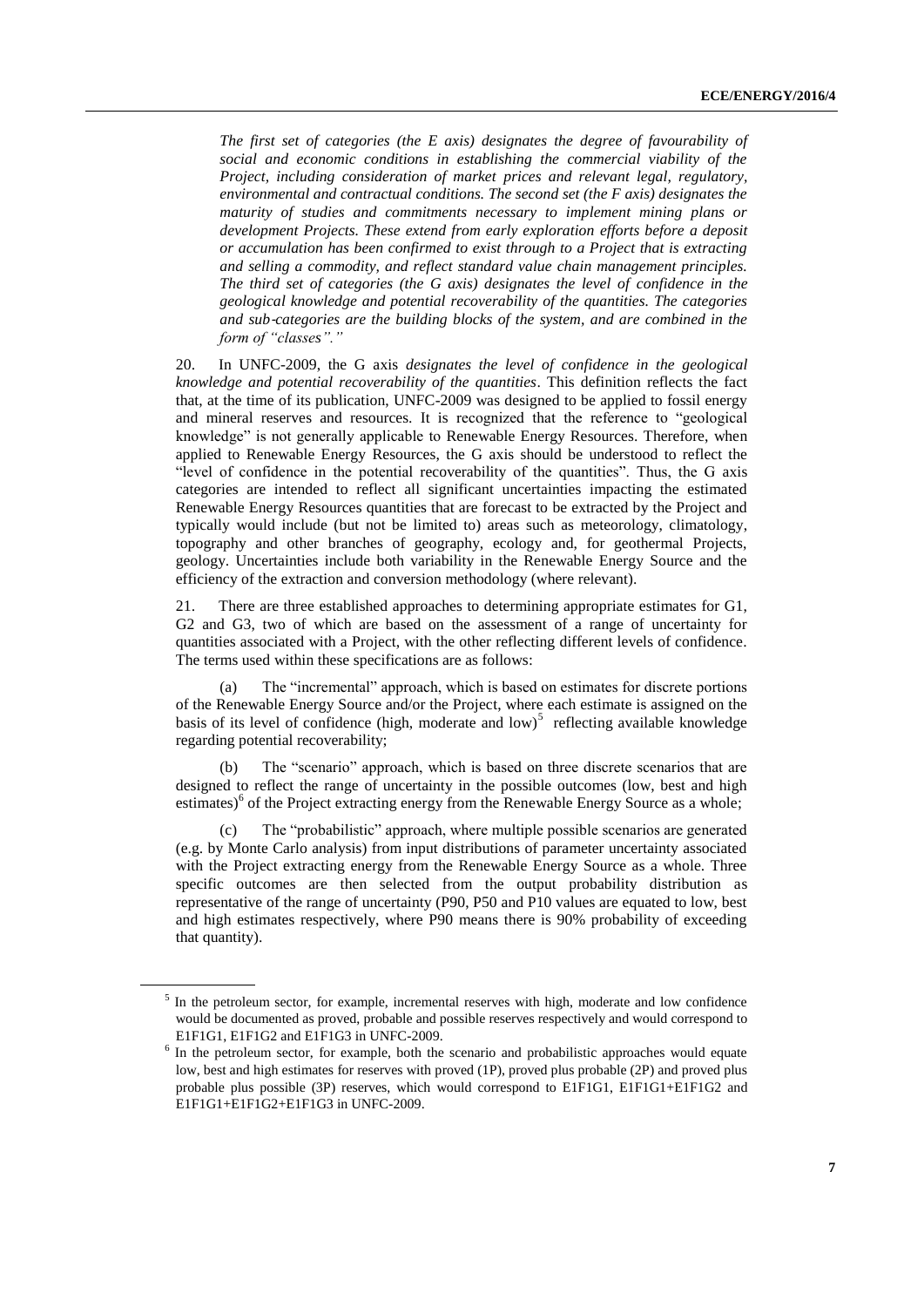*The first set of categories (the E axis) designates the degree of favourability of social and economic conditions in establishing the commercial viability of the Project, including consideration of market prices and relevant legal, regulatory, environmental and contractual conditions. The second set (the F axis) designates the maturity of studies and commitments necessary to implement mining plans or development Projects. These extend from early exploration efforts before a deposit or accumulation has been confirmed to exist through to a Project that is extracting and selling a commodity, and reflect standard value chain management principles. The third set of categories (the G axis) designates the level of confidence in the geological knowledge and potential recoverability of the quantities. The categories and sub-categories are the building blocks of the system, and are combined in the form of "classes"."*

20. In UNFC-2009, the G axis *designates the level of confidence in the geological knowledge and potential recoverability of the quantities*. This definition reflects the fact that, at the time of its publication, UNFC-2009 was designed to be applied to fossil energy and mineral reserves and resources. It is recognized that the reference to "geological knowledge" is not generally applicable to Renewable Energy Resources. Therefore, when applied to Renewable Energy Resources, the G axis should be understood to reflect the "level of confidence in the potential recoverability of the quantities". Thus, the G axis categories are intended to reflect all significant uncertainties impacting the estimated Renewable Energy Resources quantities that are forecast to be extracted by the Project and typically would include (but not be limited to) areas such as meteorology, climatology, topography and other branches of geography, ecology and, for geothermal Projects, geology. Uncertainties include both variability in the Renewable Energy Source and the efficiency of the extraction and conversion methodology (where relevant).

21. There are three established approaches to determining appropriate estimates for G1, G2 and G3, two of which are based on the assessment of a range of uncertainty for quantities associated with a Project, with the other reflecting different levels of confidence. The terms used within these specifications are as follows:

(a) The "incremental" approach, which is based on estimates for discrete portions of the Renewable Energy Source and/or the Project, where each estimate is assigned on the basis of its level of confidence (high, moderate and low)[5] reflecting available knowledge regarding potential recoverability;

(b) The "scenario" approach, which is based on three discrete scenarios that are designed to reflect the range of uncertainty in the possible outcomes (low, best and high estimates)[6] of the Project extracting energy from the Renewable Energy Source as a whole;

(c) The "probabilistic" approach, where multiple possible scenarios are generated (e.g. by Monte Carlo analysis) from input distributions of parameter uncertainty associated with the Project extracting energy from the Renewable Energy Source as a whole. Three specific outcomes are then selected from the output probability distribution as representative of the range of uncertainty (P90, P50 and P10 values are equated to low, best and high estimates respectively, where P90 means there is 90% probability of exceeding that quantity).

---

[5] In the petroleum sector, for example, incremental reserves with high, moderate and low confidence would be documented as proved, probable and possible reserves respectively and would correspond to E1F1G1, E1F1G2 and E1F1G3 in UNFC-2009.

[6] In the petroleum sector, for example, both the scenario and probabilistic approaches would equate low, best and high estimates for reserves with proved (1P), proved plus probable (2P) and proved plus probable plus possible (3P) reserves, which would correspond to E1F1G1, E1F1G1+E1F1G2 and E1F1G1+E1F1G2+E1F1G3 in UNFC-2009.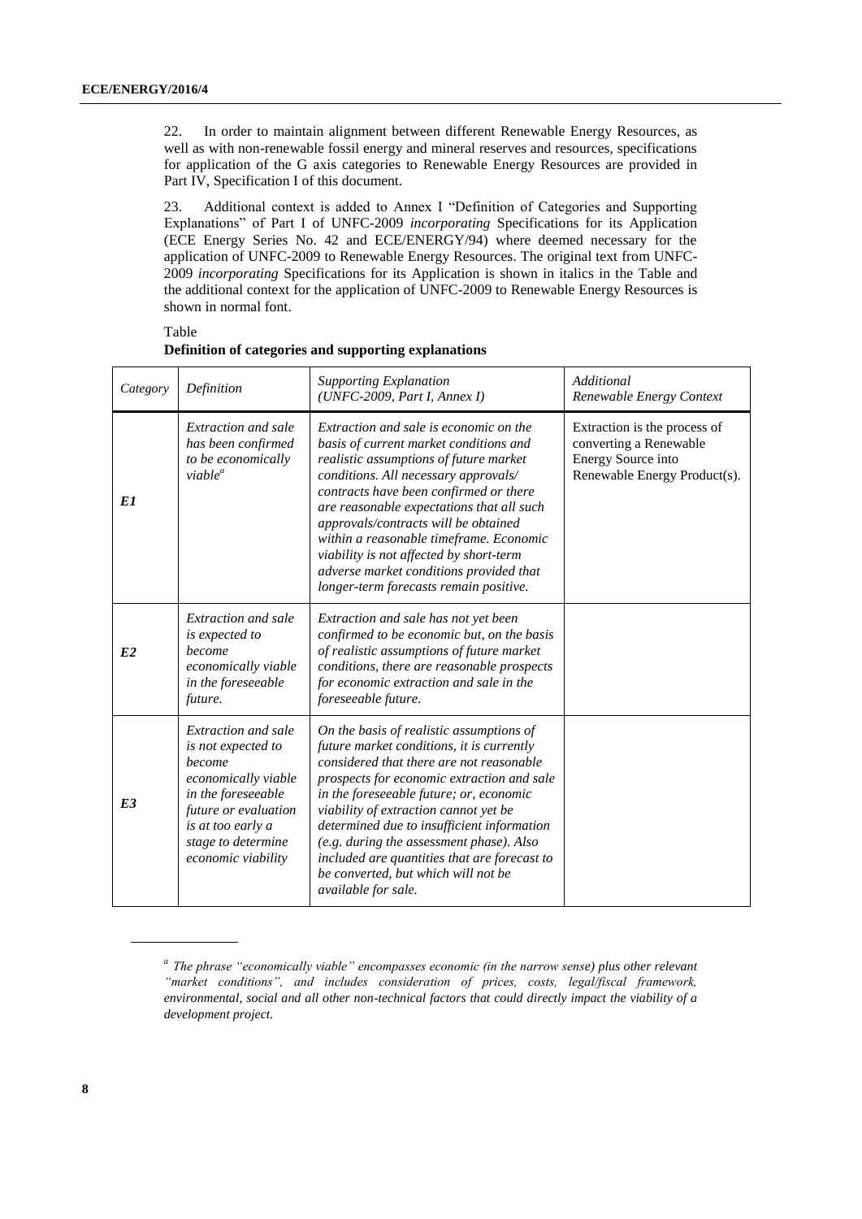22. In order to maintain alignment between different Renewable Energy Resources, as well as with non-renewable fossil energy and mineral reserves and resources, specifications for application of the G axis categories to Renewable Energy Resources are provided in Part IV, Specification I of this document.

23. Additional context is added to Annex I "Definition of Categories and Supporting Explanations" of Part I of UNFC-2009 *incorporating* Specifications for its Application (ECE Energy Series No. 42 and ECE/ENERGY/94) where deemed necessary for the application of UNFC-2009 to Renewable Energy Resources. The original text from UNFC-2009 *incorporating* Specifications for its Application is shown in italics in the Table and the additional context for the application of UNFC-2009 to Renewable Energy Resources is shown in normal font.

Table
**Definition of categories and supporting explanations**

| *Category* | *Definition* | *Supporting Explanation (UNFC-2009, Part I, Annex I)* | *Additional Renewable Energy Context* |
|---|---|---|---|
| ***E1*** | *Extraction and sale has been confirmed to be economically viable*[a] | *Extraction and sale is economic on the basis of current market conditions and realistic assumptions of future market conditions. All necessary approvals/ contracts have been confirmed or there are reasonable expectations that all such approvals/contracts will be obtained within a reasonable timeframe. Economic viability is not affected by short-term adverse market conditions provided that longer-term forecasts remain positive.* | Extraction is the process of converting a Renewable Energy Source into Renewable Energy Product(s). |
| ***E2*** | *Extraction and sale is expected to become economically viable in the foreseeable future.* | *Extraction and sale has not yet been confirmed to be economic but, on the basis of realistic assumptions of future market conditions, there are reasonable prospects for economic extraction and sale in the foreseeable future.* | |
| ***E3*** | *Extraction and sale is not expected to become economically viable in the foreseeable future or evaluation is at too early a stage to determine economic viability* | *On the basis of realistic assumptions of future market conditions, it is currently considered that there are not reasonable prospects for economic extraction and sale in the foreseeable future; or, economic viability of extraction cannot yet be determined due to insufficient information (e.g. during the assessment phase). Also included are quantities that are forecast to be converted, but which will not be available for sale.* | |

*[a] The phrase "economically viable" encompasses economic (in the narrow sense) plus other relevant "market conditions", and includes consideration of prices, costs, legal/fiscal framework, environmental, social and all other non-technical factors that could directly impact the viability of a development project.*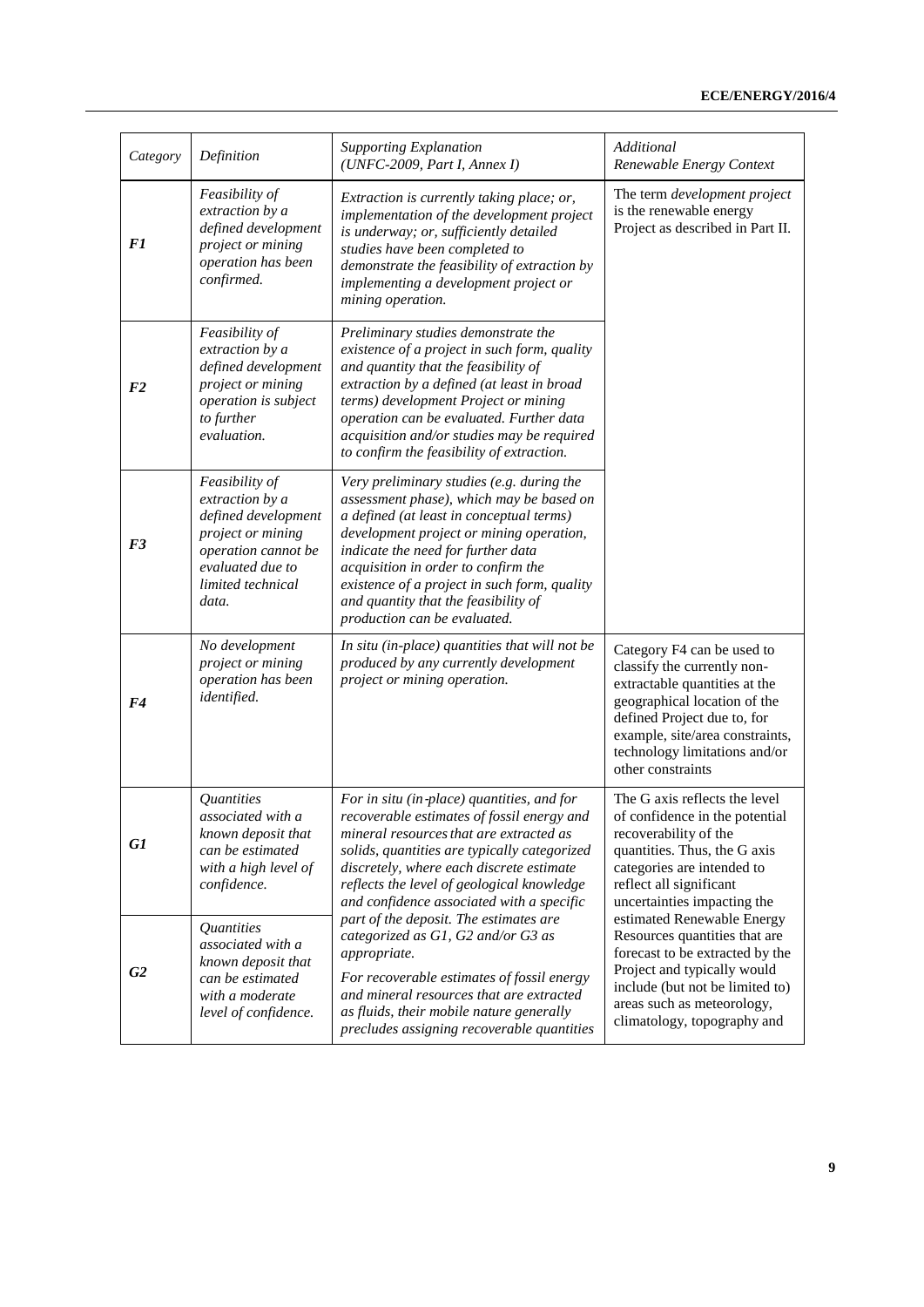| Category | Definition | Supporting Explanation (UNFC-2009, Part I, Annex I) | Additional Renewable Energy Context |
|---|---|---|---|
| ***F1*** | *Feasibility of extraction by a defined development project or mining operation has been confirmed.* | *Extraction is currently taking place; or, implementation of the development project is underway; or, sufficiently detailed studies have been completed to demonstrate the feasibility of extraction by implementing a development project or mining operation.* | The term *development project* is the renewable energy Project as described in Part II. |
| ***F2*** | *Feasibility of extraction by a defined development project or mining operation is subject to further evaluation.* | *Preliminary studies demonstrate the existence of a project in such form, quality and quantity that the feasibility of extraction by a defined (at least in broad terms) development Project or mining operation can be evaluated. Further data acquisition and/or studies may be required to confirm the feasibility of extraction.* | |
| ***F3*** | *Feasibility of extraction by a defined development project or mining operation cannot be evaluated due to limited technical data.* | *Very preliminary studies (e.g. during the assessment phase), which may be based on a defined (at least in conceptual terms) development project or mining operation, indicate the need for further data acquisition in order to confirm the existence of a project in such form, quality and quantity that the feasibility of production can be evaluated.* | |
| ***F4*** | *No development project or mining operation has been identified.* | *In situ (in-place) quantities that will not be produced by any currently development project or mining operation.* | Category F4 can be used to classify the currently non-extractable quantities at the geographical location of the defined Project due to, for example, site/area constraints, technology limitations and/or other constraints |
| ***G1*** | *Quantities associated with a known deposit that can be estimated with a high level of confidence.* | *For in situ (in-place) quantities, and for recoverable estimates of fossil energy and mineral resources that are extracted as solids, quantities are typically categorized discretely, where each discrete estimate reflects the level of geological knowledge and confidence associated with a specific part of the deposit. The estimates are categorized as G1, G2 and/or G3 as appropriate.*<br><br>*For recoverable estimates of fossil energy and mineral resources that are extracted as fluids, their mobile nature generally precludes assigning recoverable quantities* | The G axis reflects the level of confidence in the potential recoverability of the quantities. Thus, the G axis categories are intended to reflect all significant uncertainties impacting the estimated Renewable Energy Resources quantities that are forecast to be extracted by the Project and typically would include (but not be limited to) areas such as meteorology, climatology, topography and |
| ***G2*** | *Quantities associated with a known deposit that can be estimated with a moderate level of confidence.* | | |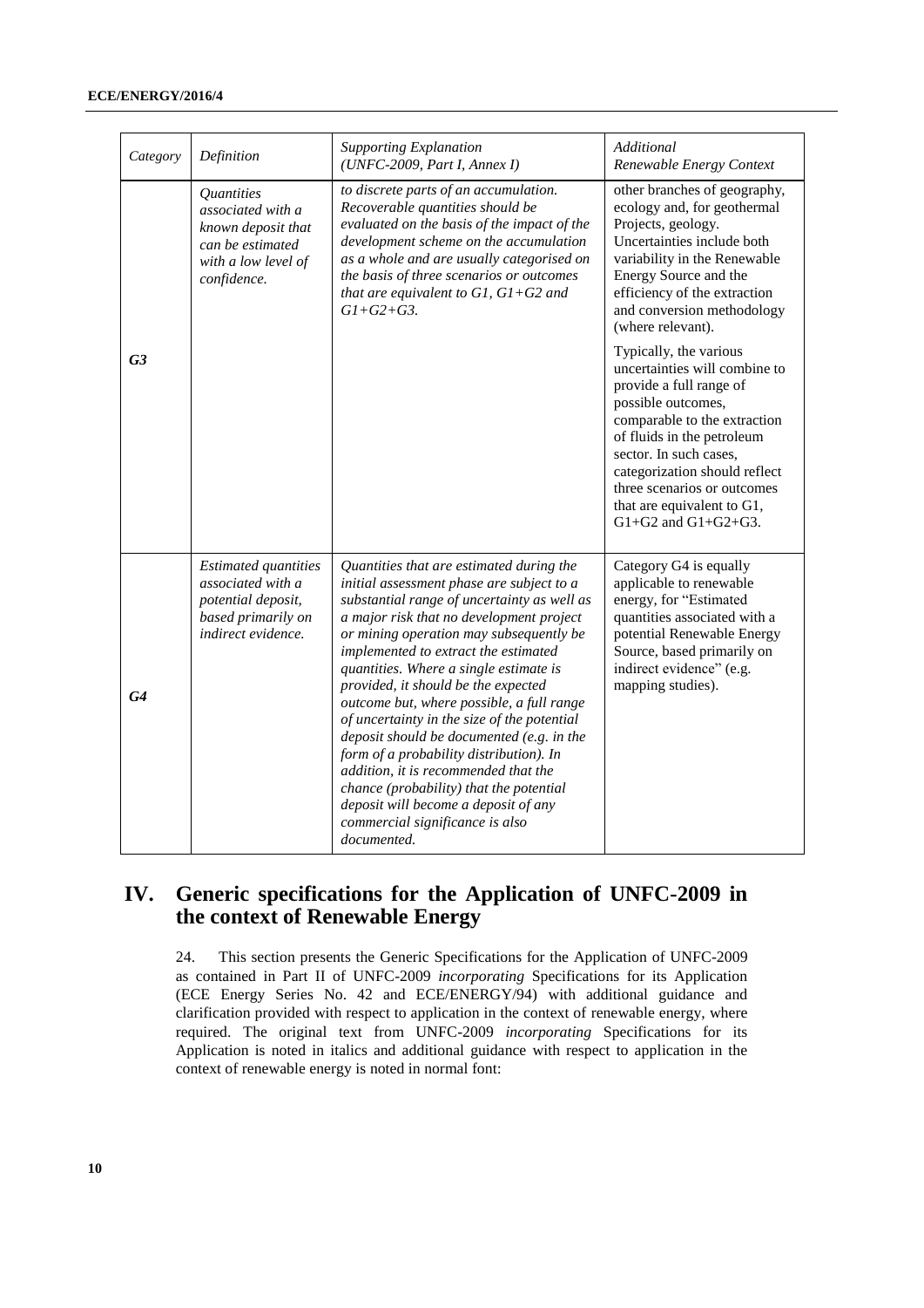| Category | Definition | Supporting Explanation (UNFC-2009, Part I, Annex I) | Additional Renewable Energy Context |
|---|---|---|---|
| **G3** | *Quantities associated with a known deposit that can be estimated with a low level of confidence.* | *to discrete parts of an accumulation. Recoverable quantities should be evaluated on the basis of the impact of the development scheme on the accumulation as a whole and are usually categorised on the basis of three scenarios or outcomes that are equivalent to G1, G1+G2 and G1+G2+G3.* | other branches of geography, ecology and, for geothermal Projects, geology. Uncertainties include both variability in the Renewable Energy Source and the efficiency of the extraction and conversion methodology (where relevant). Typically, the various uncertainties will combine to provide a full range of possible outcomes, comparable to the extraction of fluids in the petroleum sector. In such cases, categorization should reflect three scenarios or outcomes that are equivalent to G1, G1+G2 and G1+G2+G3. |
| **G4** | *Estimated quantities associated with a potential deposit, based primarily on indirect evidence.* | *Quantities that are estimated during the initial assessment phase are subject to a substantial range of uncertainty as well as a major risk that no development project or mining operation may subsequently be implemented to extract the estimated quantities. Where a single estimate is provided, it should be the expected outcome but, where possible, a full range of uncertainty in the size of the potential deposit should be documented (e.g. in the form of a probability distribution). In addition, it is recommended that the chance (probability) that the potential deposit will become a deposit of any commercial significance is also documented.* | Category G4 is equally applicable to renewable energy, for "Estimated quantities associated with a potential Renewable Energy Source, based primarily on indirect evidence" (e.g. mapping studies). |

# IV. Generic specifications for the Application of UNFC-2009 in the context of Renewable Energy

24. This section presents the Generic Specifications for the Application of UNFC-2009 as contained in Part II of UNFC-2009 *incorporating* Specifications for its Application (ECE Energy Series No. 42 and ECE/ENERGY/94) with additional guidance and clarification provided with respect to application in the context of renewable energy, where required. The original text from UNFC-2009 *incorporating* Specifications for its Application is noted in italics and additional guidance with respect to application in the context of renewable energy is noted in normal font: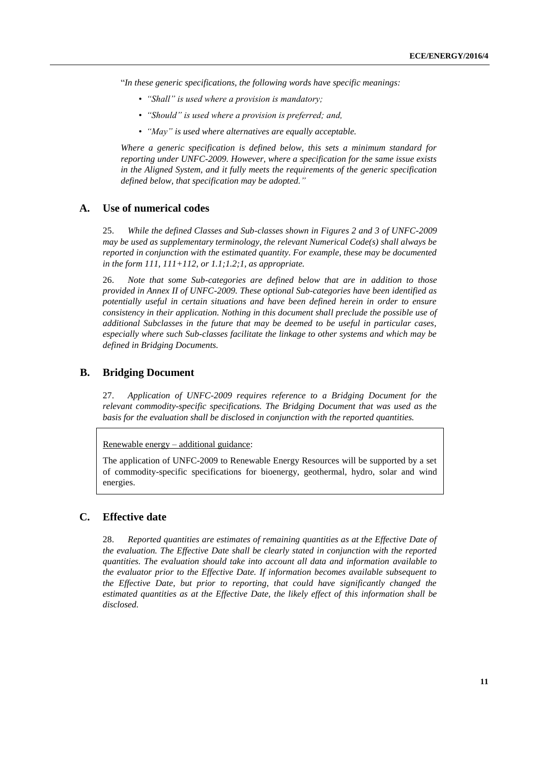"*In these generic specifications, the following words have specific meanings:*

- *"Shall" is used where a provision is mandatory;*
- *"Should" is used where a provision is preferred; and,*
- *"May" is used where alternatives are equally acceptable.*

*Where a generic specification is defined below, this sets a minimum standard for reporting under UNFC-2009. However, where a specification for the same issue exists in the Aligned System, and it fully meets the requirements of the generic specification defined below, that specification may be adopted."*

## A. Use of numerical codes

25. *While the defined Classes and Sub-classes shown in Figures 2 and 3 of UNFC-2009 may be used as supplementary terminology, the relevant Numerical Code(s) shall always be reported in conjunction with the estimated quantity. For example, these may be documented in the form 111, 111+112, or 1.1;1.2;1, as appropriate.*

26. *Note that some Sub-categories are defined below that are in addition to those provided in Annex II of UNFC-2009. These optional Sub-categories have been identified as potentially useful in certain situations and have been defined herein in order to ensure consistency in their application. Nothing in this document shall preclude the possible use of additional Subclasses in the future that may be deemed to be useful in particular cases, especially where such Sub-classes facilitate the linkage to other systems and which may be defined in Bridging Documents.*

## B. Bridging Document

27. *Application of UNFC-2009 requires reference to a Bridging Document for the relevant commodity-specific specifications. The Bridging Document that was used as the basis for the evaluation shall be disclosed in conjunction with the reported quantities.*

> Renewable energy – additional guidance:
>
> The application of UNFC-2009 to Renewable Energy Resources will be supported by a set of commodity-specific specifications for bioenergy, geothermal, hydro, solar and wind energies.

## C. Effective date

28. *Reported quantities are estimates of remaining quantities as at the Effective Date of the evaluation. The Effective Date shall be clearly stated in conjunction with the reported quantities. The evaluation should take into account all data and information available to the evaluator prior to the Effective Date. If information becomes available subsequent to the Effective Date, but prior to reporting, that could have significantly changed the estimated quantities as at the Effective Date, the likely effect of this information shall be disclosed.*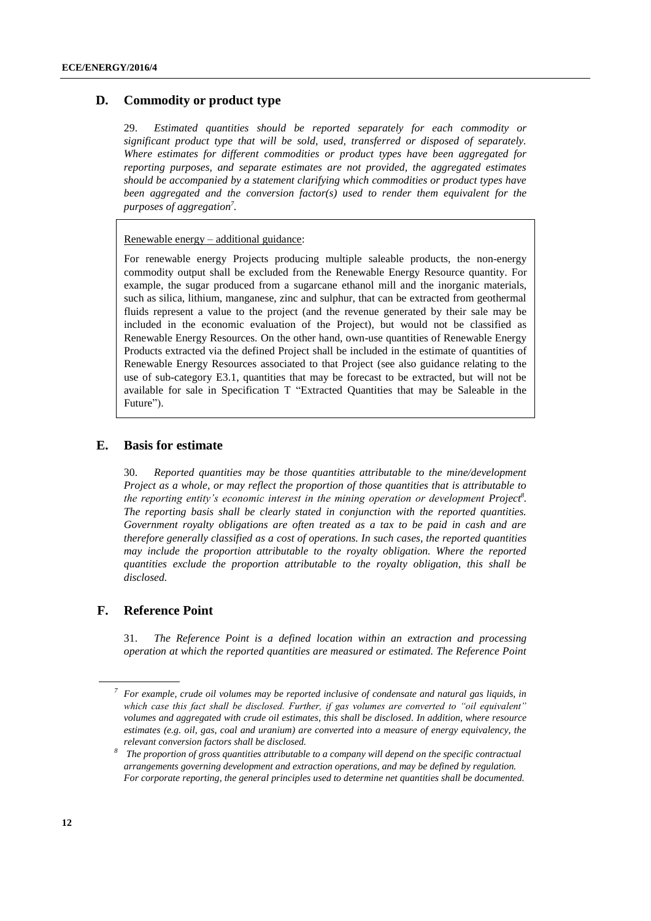## D. Commodity or product type

29. *Estimated quantities should be reported separately for each commodity or significant product type that will be sold, used, transferred or disposed of separately. Where estimates for different commodities or product types have been aggregated for reporting purposes, and separate estimates are not provided, the aggregated estimates should be accompanied by a statement clarifying which commodities or product types have been aggregated and the conversion factor(s) used to render them equivalent for the purposes of aggregation*[7].

> Renewable energy – additional guidance:
>
> For renewable energy Projects producing multiple saleable products, the non-energy commodity output shall be excluded from the Renewable Energy Resource quantity. For example, the sugar produced from a sugarcane ethanol mill and the inorganic materials, such as silica, lithium, manganese, zinc and sulphur, that can be extracted from geothermal fluids represent a value to the project (and the revenue generated by their sale may be included in the economic evaluation of the Project), but would not be classified as Renewable Energy Resources. On the other hand, own-use quantities of Renewable Energy Products extracted via the defined Project shall be included in the estimate of quantities of Renewable Energy Resources associated to that Project (see also guidance relating to the use of sub-category E3.1, quantities that may be forecast to be extracted, but will not be available for sale in Specification T "Extracted Quantities that may be Saleable in the Future").

## E. Basis for estimate

30. *Reported quantities may be those quantities attributable to the mine/development Project as a whole, or may reflect the proportion of those quantities that is attributable to the reporting entity's economic interest in the mining operation or development Project*[8]. *The reporting basis shall be clearly stated in conjunction with the reported quantities. Government royalty obligations are often treated as a tax to be paid in cash and are therefore generally classified as a cost of operations. In such cases, the reported quantities may include the proportion attributable to the royalty obligation. Where the reported quantities exclude the proportion attributable to the royalty obligation, this shall be disclosed.*

## F. Reference Point

31. *The Reference Point is a defined location within an extraction and processing operation at which the reported quantities are measured or estimated. The Reference Point*

---

[7] *For example, crude oil volumes may be reported inclusive of condensate and natural gas liquids, in which case this fact shall be disclosed. Further, if gas volumes are converted to "oil equivalent" volumes and aggregated with crude oil estimates, this shall be disclosed. In addition, where resource estimates (e.g. oil, gas, coal and uranium) are converted into a measure of energy equivalency, the relevant conversion factors shall be disclosed.*

[8] *The proportion of gross quantities attributable to a company will depend on the specific contractual arrangements governing development and extraction operations, and may be defined by regulation. For corporate reporting, the general principles used to determine net quantities shall be documented.*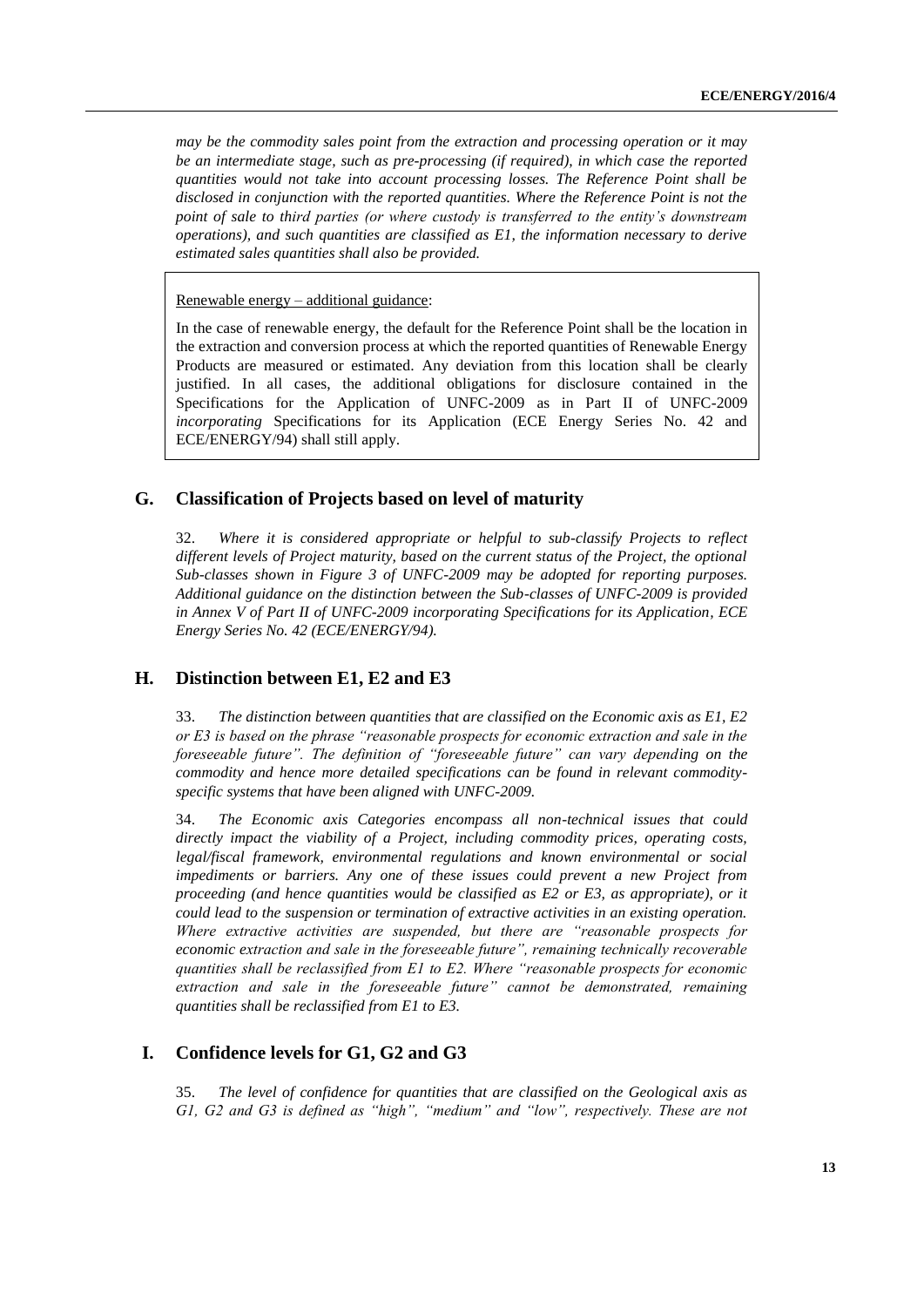*may be the commodity sales point from the extraction and processing operation or it may be an intermediate stage, such as pre-processing (if required), in which case the reported quantities would not take into account processing losses. The Reference Point shall be disclosed in conjunction with the reported quantities. Where the Reference Point is not the point of sale to third parties (or where custody is transferred to the entity's downstream operations), and such quantities are classified as E1, the information necessary to derive estimated sales quantities shall also be provided.*

> Renewable energy – additional guidance:
>
> In the case of renewable energy, the default for the Reference Point shall be the location in the extraction and conversion process at which the reported quantities of Renewable Energy Products are measured or estimated. Any deviation from this location shall be clearly justified. In all cases, the additional obligations for disclosure contained in the Specifications for the Application of UNFC-2009 as in Part II of UNFC-2009 *incorporating* Specifications for its Application (ECE Energy Series No. 42 and ECE/ENERGY/94) shall still apply.

## G. Classification of Projects based on level of maturity

32. *Where it is considered appropriate or helpful to sub-classify Projects to reflect different levels of Project maturity, based on the current status of the Project, the optional Sub-classes shown in Figure 3 of UNFC-2009 may be adopted for reporting purposes. Additional guidance on the distinction between the Sub-classes of UNFC-2009 is provided in Annex V of Part II of UNFC-2009 incorporating Specifications for its Application, ECE Energy Series No. 42 (ECE/ENERGY/94).*

## H. Distinction between E1, E2 and E3

33. *The distinction between quantities that are classified on the Economic axis as E1, E2 or E3 is based on the phrase "reasonable prospects for economic extraction and sale in the foreseeable future". The definition of "foreseeable future" can vary depending on the commodity and hence more detailed specifications can be found in relevant commodity-specific systems that have been aligned with UNFC-2009.*

34. *The Economic axis Categories encompass all non-technical issues that could directly impact the viability of a Project, including commodity prices, operating costs, legal/fiscal framework, environmental regulations and known environmental or social impediments or barriers. Any one of these issues could prevent a new Project from proceeding (and hence quantities would be classified as E2 or E3, as appropriate), or it could lead to the suspension or termination of extractive activities in an existing operation. Where extractive activities are suspended, but there are "reasonable prospects for economic extraction and sale in the foreseeable future", remaining technically recoverable quantities shall be reclassified from E1 to E2. Where "reasonable prospects for economic extraction and sale in the foreseeable future" cannot be demonstrated, remaining quantities shall be reclassified from E1 to E3.*

## I. Confidence levels for G1, G2 and G3

35. *The level of confidence for quantities that are classified on the Geological axis as G1, G2 and G3 is defined as "high", "medium" and "low", respectively. These are not*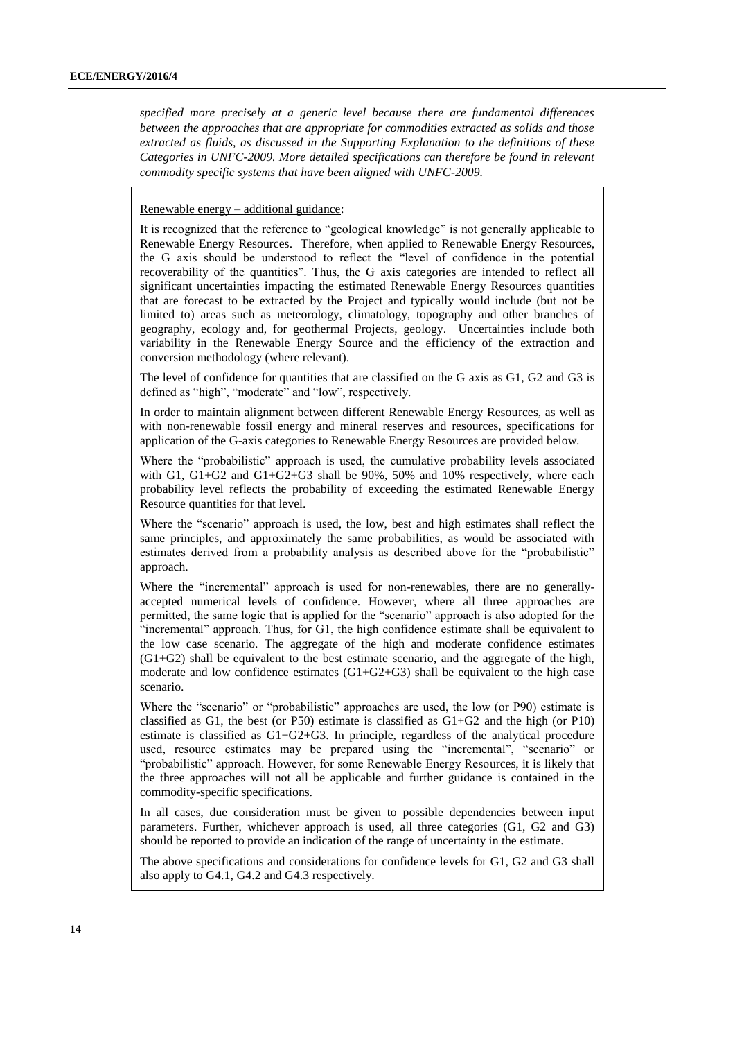*specified more precisely at a generic level because there are fundamental differences between the approaches that are appropriate for commodities extracted as solids and those extracted as fluids, as discussed in the Supporting Explanation to the definitions of these Categories in UNFC-2009. More detailed specifications can therefore be found in relevant commodity specific systems that have been aligned with UNFC-2009.*

<u>Renewable energy – additional guidance</u>:

It is recognized that the reference to "geological knowledge" is not generally applicable to Renewable Energy Resources. Therefore, when applied to Renewable Energy Resources, the G axis should be understood to reflect the "level of confidence in the potential recoverability of the quantities". Thus, the G axis categories are intended to reflect all significant uncertainties impacting the estimated Renewable Energy Resources quantities that are forecast to be extracted by the Project and typically would include (but not be limited to) areas such as meteorology, climatology, topography and other branches of geography, ecology and, for geothermal Projects, geology. Uncertainties include both variability in the Renewable Energy Source and the efficiency of the extraction and conversion methodology (where relevant).

The level of confidence for quantities that are classified on the G axis as G1, G2 and G3 is defined as "high", "moderate" and "low", respectively.

In order to maintain alignment between different Renewable Energy Resources, as well as with non-renewable fossil energy and mineral reserves and resources, specifications for application of the G-axis categories to Renewable Energy Resources are provided below.

Where the "probabilistic" approach is used, the cumulative probability levels associated with G1, G1+G2 and G1+G2+G3 shall be 90%, 50% and 10% respectively, where each probability level reflects the probability of exceeding the estimated Renewable Energy Resource quantities for that level.

Where the "scenario" approach is used, the low, best and high estimates shall reflect the same principles, and approximately the same probabilities, as would be associated with estimates derived from a probability analysis as described above for the "probabilistic" approach.

Where the "incremental" approach is used for non-renewables, there are no generally-accepted numerical levels of confidence. However, where all three approaches are permitted, the same logic that is applied for the "scenario" approach is also adopted for the "incremental" approach. Thus, for G1, the high confidence estimate shall be equivalent to the low case scenario. The aggregate of the high and moderate confidence estimates (G1+G2) shall be equivalent to the best estimate scenario, and the aggregate of the high, moderate and low confidence estimates (G1+G2+G3) shall be equivalent to the high case scenario.

Where the "scenario" or "probabilistic" approaches are used, the low (or P90) estimate is classified as G1, the best (or P50) estimate is classified as G1+G2 and the high (or P10) estimate is classified as G1+G2+G3. In principle, regardless of the analytical procedure used, resource estimates may be prepared using the "incremental", "scenario" or "probabilistic" approach. However, for some Renewable Energy Resources, it is likely that the three approaches will not all be applicable and further guidance is contained in the commodity-specific specifications.

In all cases, due consideration must be given to possible dependencies between input parameters. Further, whichever approach is used, all three categories (G1, G2 and G3) should be reported to provide an indication of the range of uncertainty in the estimate.

The above specifications and considerations for confidence levels for G1, G2 and G3 shall also apply to G4.1, G4.2 and G4.3 respectively.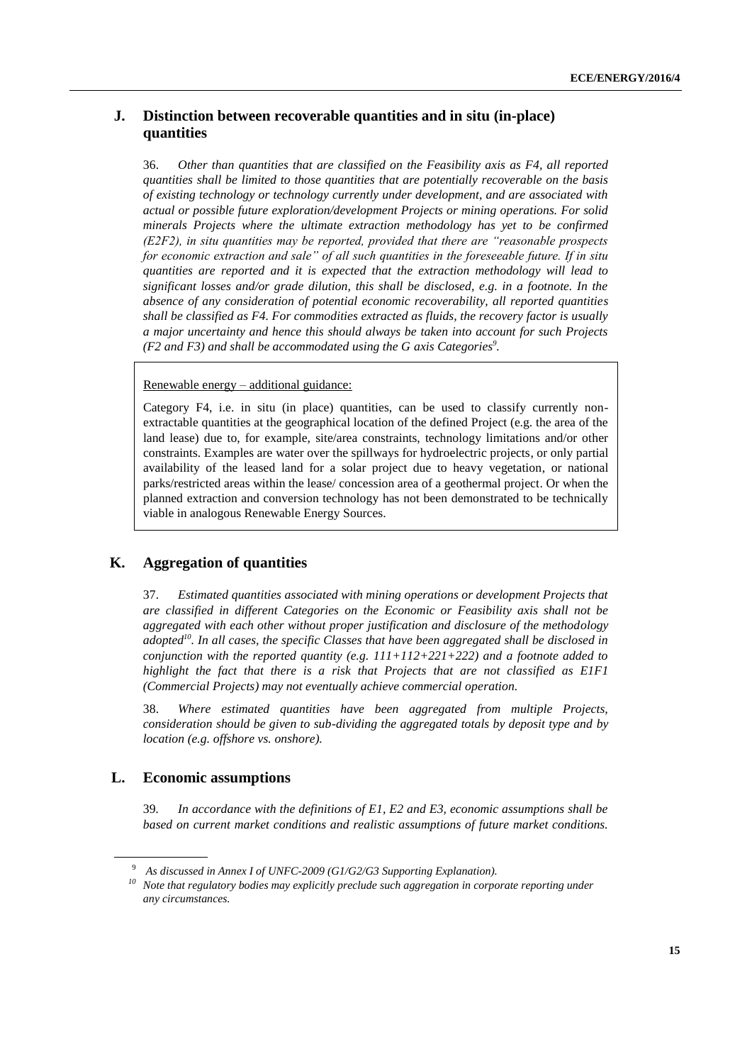## J. Distinction between recoverable quantities and in situ (in-place) quantities

36. *Other than quantities that are classified on the Feasibility axis as F4, all reported quantities shall be limited to those quantities that are potentially recoverable on the basis of existing technology or technology currently under development, and are associated with actual or possible future exploration/development Projects or mining operations. For solid minerals Projects where the ultimate extraction methodology has yet to be confirmed (E2F2), in situ quantities may be reported, provided that there are "reasonable prospects for economic extraction and sale" of all such quantities in the foreseeable future. If in situ quantities are reported and it is expected that the extraction methodology will lead to significant losses and/or grade dilution, this shall be disclosed, e.g. in a footnote. In the absence of any consideration of potential economic recoverability, all reported quantities shall be classified as F4. For commodities extracted as fluids, the recovery factor is usually a major uncertainty and hence this should always be taken into account for such Projects (F2 and F3) and shall be accommodated using the G axis Categories*[9]*.*

> Renewable energy – additional guidance:
>
> Category F4, i.e. in situ (in place) quantities, can be used to classify currently non-extractable quantities at the geographical location of the defined Project (e.g. the area of the land lease) due to, for example, site/area constraints, technology limitations and/or other constraints. Examples are water over the spillways for hydroelectric projects, or only partial availability of the leased land for a solar project due to heavy vegetation, or national parks/restricted areas within the lease/ concession area of a geothermal project. Or when the planned extraction and conversion technology has not been demonstrated to be technically viable in analogous Renewable Energy Sources.

## K. Aggregation of quantities

37. *Estimated quantities associated with mining operations or development Projects that are classified in different Categories on the Economic or Feasibility axis shall not be aggregated with each other without proper justification and disclosure of the methodology adopted*[10]*. In all cases, the specific Classes that have been aggregated shall be disclosed in conjunction with the reported quantity (e.g. 111+112+221+222) and a footnote added to highlight the fact that there is a risk that Projects that are not classified as E1F1 (Commercial Projects) may not eventually achieve commercial operation.*

38. *Where estimated quantities have been aggregated from multiple Projects, consideration should be given to sub-dividing the aggregated totals by deposit type and by location (e.g. offshore vs. onshore).*

## L. Economic assumptions

39. *In accordance with the definitions of E1, E2 and E3, economic assumptions shall be based on current market conditions and realistic assumptions of future market conditions.*

---

[9] *As discussed in Annex I of UNFC-2009 (G1/G2/G3 Supporting Explanation).*

[10] *Note that regulatory bodies may explicitly preclude such aggregation in corporate reporting under any circumstances.*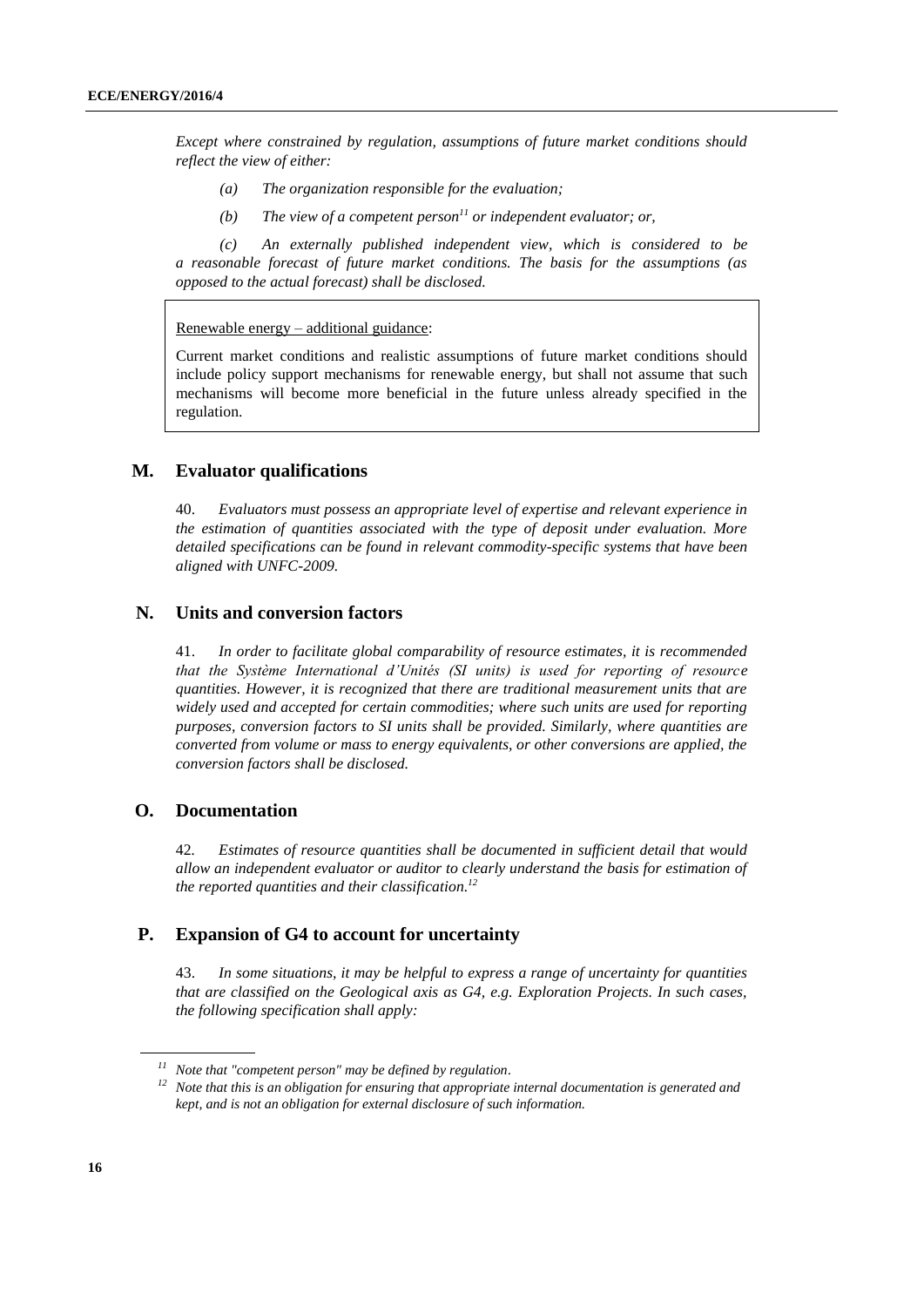*Except where constrained by regulation, assumptions of future market conditions should reflect the view of either:*

*(a) The organization responsible for the evaluation;*

*(b) The view of a competent person[11] or independent evaluator; or,*

*(c) An externally published independent view, which is considered to be a reasonable forecast of future market conditions. The basis for the assumptions (as opposed to the actual forecast) shall be disclosed.*

> Renewable energy – additional guidance:
>
> Current market conditions and realistic assumptions of future market conditions should include policy support mechanisms for renewable energy, but shall not assume that such mechanisms will become more beneficial in the future unless already specified in the regulation.

## M. Evaluator qualifications

40. *Evaluators must possess an appropriate level of expertise and relevant experience in the estimation of quantities associated with the type of deposit under evaluation. More detailed specifications can be found in relevant commodity-specific systems that have been aligned with UNFC-2009.*

## N. Units and conversion factors

41. *In order to facilitate global comparability of resource estimates, it is recommended that the Système International d'Unités (SI units) is used for reporting of resource quantities. However, it is recognized that there are traditional measurement units that are widely used and accepted for certain commodities; where such units are used for reporting purposes, conversion factors to SI units shall be provided. Similarly, where quantities are converted from volume or mass to energy equivalents, or other conversions are applied, the conversion factors shall be disclosed.*

## O. Documentation

42. *Estimates of resource quantities shall be documented in sufficient detail that would allow an independent evaluator or auditor to clearly understand the basis for estimation of the reported quantities and their classification.[12]*

## P. Expansion of G4 to account for uncertainty

43. *In some situations, it may be helpful to express a range of uncertainty for quantities that are classified on the Geological axis as G4, e.g. Exploration Projects. In such cases, the following specification shall apply:*

---

[11] *Note that "competent person" may be defined by regulation.*

[12] *Note that this is an obligation for ensuring that appropriate internal documentation is generated and kept, and is not an obligation for external disclosure of such information.*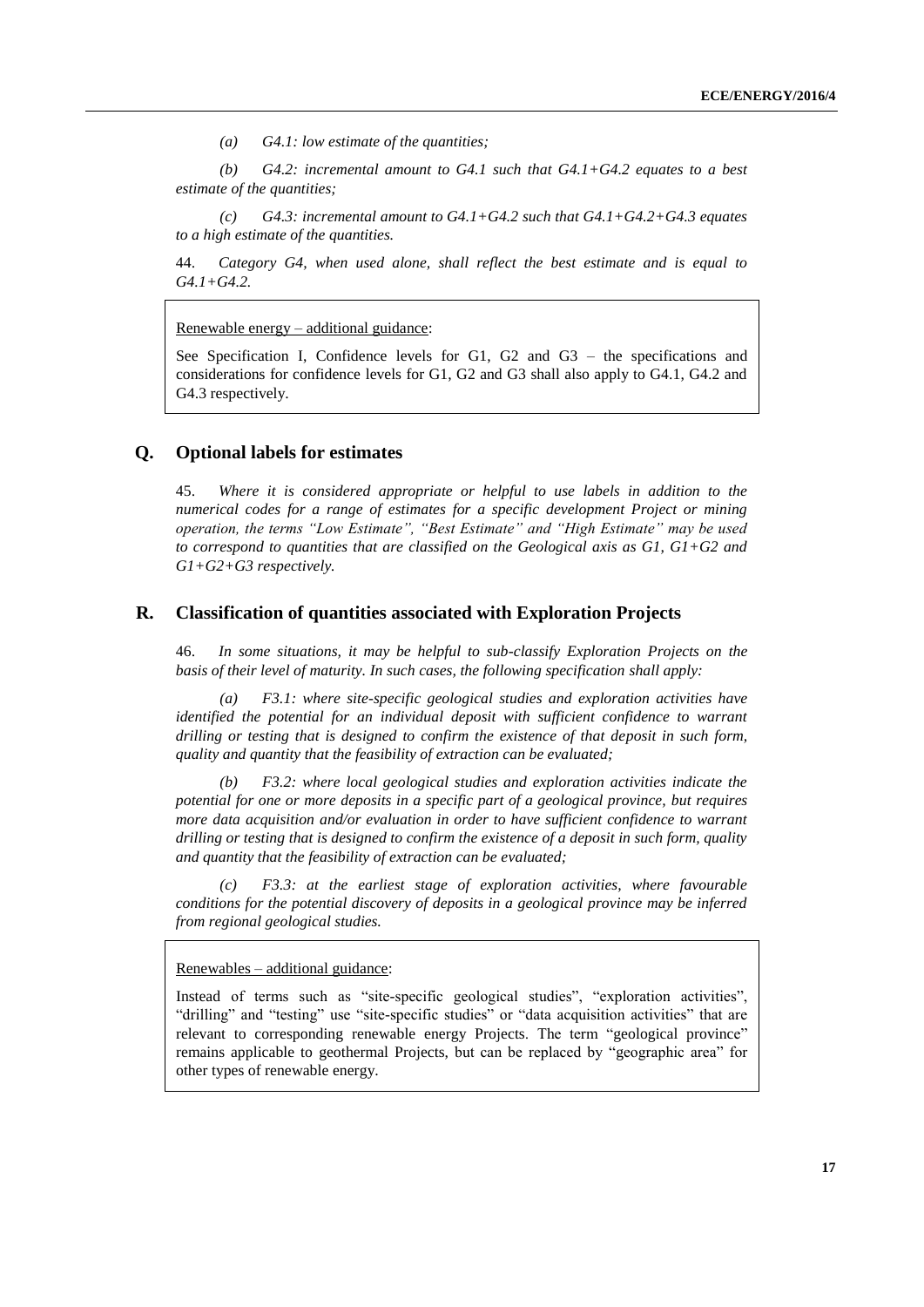*(a) G4.1: low estimate of the quantities;*

*(b) G4.2: incremental amount to G4.1 such that G4.1+G4.2 equates to a best estimate of the quantities;*

*(c) G4.3: incremental amount to G4.1+G4.2 such that G4.1+G4.2+G4.3 equates to a high estimate of the quantities.*

44. *Category G4, when used alone, shall reflect the best estimate and is equal to G4.1+G4.2.*

> Renewable energy – additional guidance:
>
> See Specification I, Confidence levels for G1, G2 and G3 – the specifications and considerations for confidence levels for G1, G2 and G3 shall also apply to G4.1, G4.2 and G4.3 respectively.

## Q. Optional labels for estimates

45. *Where it is considered appropriate or helpful to use labels in addition to the numerical codes for a range of estimates for a specific development Project or mining operation, the terms "Low Estimate", "Best Estimate" and "High Estimate" may be used to correspond to quantities that are classified on the Geological axis as G1, G1+G2 and G1+G2+G3 respectively.*

## R. Classification of quantities associated with Exploration Projects

46. *In some situations, it may be helpful to sub-classify Exploration Projects on the basis of their level of maturity. In such cases, the following specification shall apply:*

*(a) F3.1: where site-specific geological studies and exploration activities have identified the potential for an individual deposit with sufficient confidence to warrant drilling or testing that is designed to confirm the existence of that deposit in such form, quality and quantity that the feasibility of extraction can be evaluated;*

*(b) F3.2: where local geological studies and exploration activities indicate the potential for one or more deposits in a specific part of a geological province, but requires more data acquisition and/or evaluation in order to have sufficient confidence to warrant drilling or testing that is designed to confirm the existence of a deposit in such form, quality and quantity that the feasibility of extraction can be evaluated;*

*(c) F3.3: at the earliest stage of exploration activities, where favourable conditions for the potential discovery of deposits in a geological province may be inferred from regional geological studies.*

> Renewables – additional guidance:
>
> Instead of terms such as "site-specific geological studies", "exploration activities", "drilling" and "testing" use "site-specific studies" or "data acquisition activities" that are relevant to corresponding renewable energy Projects. The term "geological province" remains applicable to geothermal Projects, but can be replaced by "geographic area" for other types of renewable energy.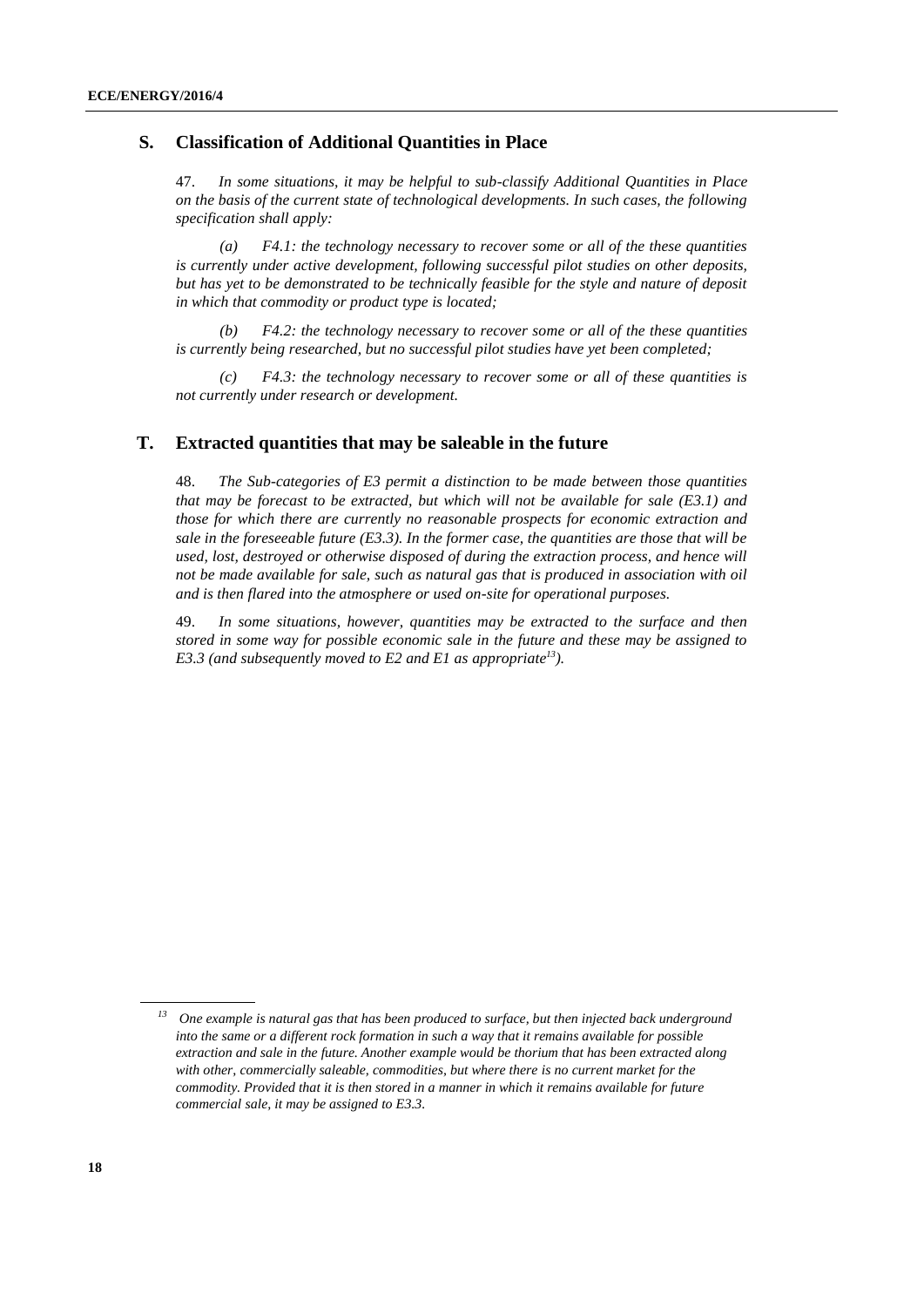## S. Classification of Additional Quantities in Place

47. *In some situations, it may be helpful to sub-classify Additional Quantities in Place on the basis of the current state of technological developments. In such cases, the following specification shall apply:*

*(a) F4.1: the technology necessary to recover some or all of the these quantities is currently under active development, following successful pilot studies on other deposits, but has yet to be demonstrated to be technically feasible for the style and nature of deposit in which that commodity or product type is located;*

*(b) F4.2: the technology necessary to recover some or all of the these quantities is currently being researched, but no successful pilot studies have yet been completed;*

*(c) F4.3: the technology necessary to recover some or all of these quantities is not currently under research or development.*

## T. Extracted quantities that may be saleable in the future

48. *The Sub-categories of E3 permit a distinction to be made between those quantities that may be forecast to be extracted, but which will not be available for sale (E3.1) and those for which there are currently no reasonable prospects for economic extraction and sale in the foreseeable future (E3.3). In the former case, the quantities are those that will be used, lost, destroyed or otherwise disposed of during the extraction process, and hence will not be made available for sale, such as natural gas that is produced in association with oil and is then flared into the atmosphere or used on-site for operational purposes.*

49. *In some situations, however, quantities may be extracted to the surface and then stored in some way for possible economic sale in the future and these may be assigned to E3.3 (and subsequently moved to E2 and E1 as appropriate[13]).*

---

[13] *One example is natural gas that has been produced to surface, but then injected back underground into the same or a different rock formation in such a way that it remains available for possible extraction and sale in the future. Another example would be thorium that has been extracted along with other, commercially saleable, commodities, but where there is no current market for the commodity. Provided that it is then stored in a manner in which it remains available for future commercial sale, it may be assigned to E3.3.*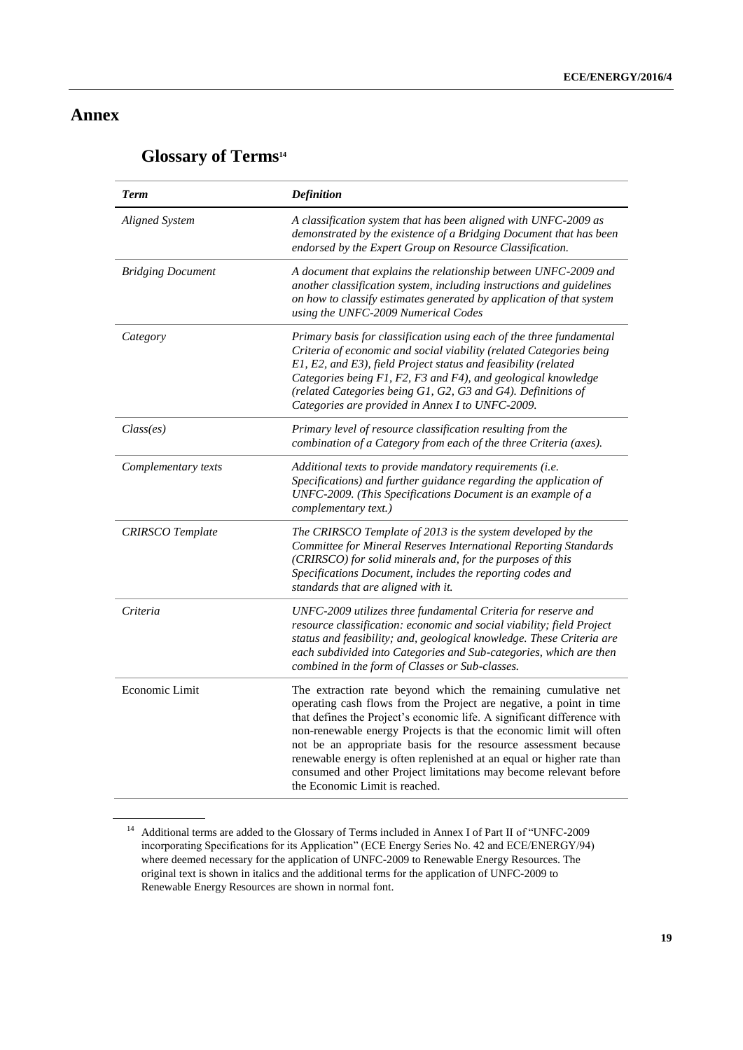# Annex

## Glossary of Terms[14]

| *Term* | *Definition* |
|---|---|
| *Aligned System* | *A classification system that has been aligned with UNFC-2009 as demonstrated by the existence of a Bridging Document that has been endorsed by the Expert Group on Resource Classification.* |
| *Bridging Document* | *A document that explains the relationship between UNFC-2009 and another classification system, including instructions and guidelines on how to classify estimates generated by application of that system using the UNFC-2009 Numerical Codes* |
| *Category* | *Primary basis for classification using each of the three fundamental Criteria of economic and social viability (related Categories being E1, E2, and E3), field Project status and feasibility (related Categories being F1, F2, F3 and F4), and geological knowledge (related Categories being G1, G2, G3 and G4). Definitions of Categories are provided in Annex I to UNFC-2009.* |
| *Class(es)* | *Primary level of resource classification resulting from the combination of a Category from each of the three Criteria (axes).* |
| *Complementary texts* | *Additional texts to provide mandatory requirements (i.e. Specifications) and further guidance regarding the application of UNFC-2009. (This Specifications Document is an example of a complementary text.)* |
| *CRIRSCO Template* | *The CRIRSCO Template of 2013 is the system developed by the Committee for Mineral Reserves International Reporting Standards (CRIRSCO) for solid minerals and, for the purposes of this Specifications Document, includes the reporting codes and standards that are aligned with it.* |
| *Criteria* | *UNFC-2009 utilizes three fundamental Criteria for reserve and resource classification: economic and social viability; field Project status and feasibility; and, geological knowledge. These Criteria are each subdivided into Categories and Sub-categories, which are then combined in the form of Classes or Sub-classes.* |
| Economic Limit | The extraction rate beyond which the remaining cumulative net operating cash flows from the Project are negative, a point in time that defines the Project's economic life. A significant difference with non-renewable energy Projects is that the economic limit will often not be an appropriate basis for the resource assessment because renewable energy is often replenished at an equal or higher rate than consumed and other Project limitations may become relevant before the Economic Limit is reached. |

[14] Additional terms are added to the Glossary of Terms included in Annex I of Part II of "UNFC-2009 incorporating Specifications for its Application" (ECE Energy Series No. 42 and ECE/ENERGY/94) where deemed necessary for the application of UNFC-2009 to Renewable Energy Resources. The original text is shown in italics and the additional terms for the application of UNFC-2009 to Renewable Energy Resources are shown in normal font.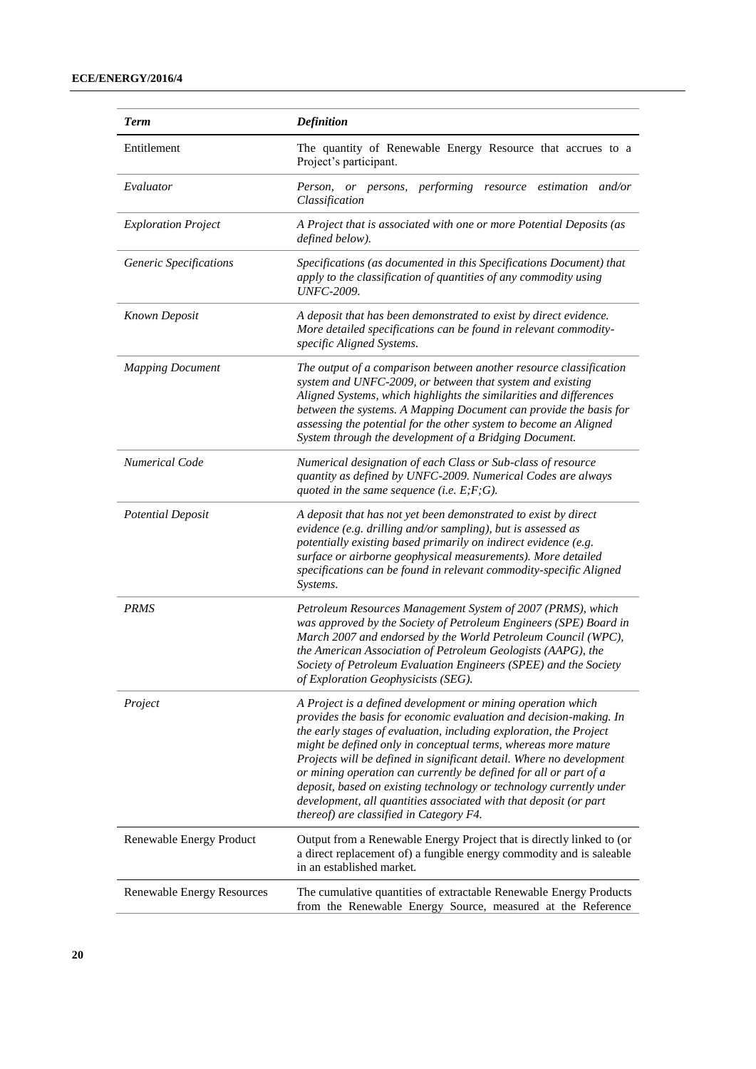| *Term* | *Definition* |
| --- | --- |
| Entitlement | The quantity of Renewable Energy Resource that accrues to a Project's participant. |
| *Evaluator* | *Person, or persons, performing resource estimation and/or Classification* |
| *Exploration Project* | *A Project that is associated with one or more Potential Deposits (as defined below).* |
| *Generic Specifications* | *Specifications (as documented in this Specifications Document) that apply to the classification of quantities of any commodity using UNFC-2009.* |
| *Known Deposit* | *A deposit that has been demonstrated to exist by direct evidence. More detailed specifications can be found in relevant commodity-specific Aligned Systems.* |
| *Mapping Document* | *The output of a comparison between another resource classification system and UNFC-2009, or between that system and existing Aligned Systems, which highlights the similarities and differences between the systems. A Mapping Document can provide the basis for assessing the potential for the other system to become an Aligned System through the development of a Bridging Document.* |
| *Numerical Code* | *Numerical designation of each Class or Sub-class of resource quantity as defined by UNFC-2009. Numerical Codes are always quoted in the same sequence (i.e. E;F;G).* |
| *Potential Deposit* | *A deposit that has not yet been demonstrated to exist by direct evidence (e.g. drilling and/or sampling), but is assessed as potentially existing based primarily on indirect evidence (e.g. surface or airborne geophysical measurements). More detailed specifications can be found in relevant commodity-specific Aligned Systems.* |
| *PRMS* | *Petroleum Resources Management System of 2007 (PRMS), which was approved by the Society of Petroleum Engineers (SPE) Board in March 2007 and endorsed by the World Petroleum Council (WPC), the American Association of Petroleum Geologists (AAPG), the Society of Petroleum Evaluation Engineers (SPEE) and the Society of Exploration Geophysicists (SEG).* |
| *Project* | *A Project is a defined development or mining operation which provides the basis for economic evaluation and decision-making. In the early stages of evaluation, including exploration, the Project might be defined only in conceptual terms, whereas more mature Projects will be defined in significant detail. Where no development or mining operation can currently be defined for all or part of a deposit, based on existing technology or technology currently under development, all quantities associated with that deposit (or part thereof) are classified in Category F4.* |
| Renewable Energy Product | Output from a Renewable Energy Project that is directly linked to (or a direct replacement of) a fungible energy commodity and is saleable in an established market. |
| Renewable Energy Resources | The cumulative quantities of extractable Renewable Energy Products from the Renewable Energy Source, measured at the Reference |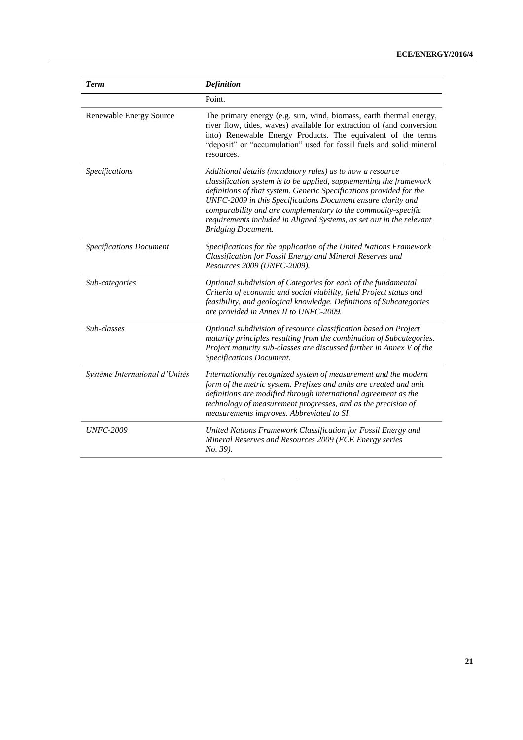| *Term* | *Definition* |
| --- | --- |
| | Point. |
| Renewable Energy Source | The primary energy (e.g. sun, wind, biomass, earth thermal energy, river flow, tides, waves) available for extraction of (and conversion into) Renewable Energy Products. The equivalent of the terms "deposit" or "accumulation" used for fossil fuels and solid mineral resources. |
| *Specifications* | *Additional details (mandatory rules) as to how a resource classification system is to be applied, supplementing the framework definitions of that system. Generic Specifications provided for the UNFC-2009 in this Specifications Document ensure clarity and comparability and are complementary to the commodity-specific requirements included in Aligned Systems, as set out in the relevant Bridging Document.* |
| *Specifications Document* | *Specifications for the application of the United Nations Framework Classification for Fossil Energy and Mineral Reserves and Resources 2009 (UNFC-2009).* |
| *Sub-categories* | *Optional subdivision of Categories for each of the fundamental Criteria of economic and social viability, field Project status and feasibility, and geological knowledge. Definitions of Subcategories are provided in Annex II to UNFC-2009.* |
| *Sub-classes* | *Optional subdivision of resource classification based on Project maturity principles resulting from the combination of Subcategories. Project maturity sub-classes are discussed further in Annex V of the Specifications Document.* |
| *Système International d'Unités* | *Internationally recognized system of measurement and the modern form of the metric system. Prefixes and units are created and unit definitions are modified through international agreement as the technology of measurement progresses, and as the precision of measurements improves. Abbreviated to SI.* |
| *UNFC-2009* | *United Nations Framework Classification for Fossil Energy and Mineral Reserves and Resources 2009 (ECE Energy series No. 39).* |